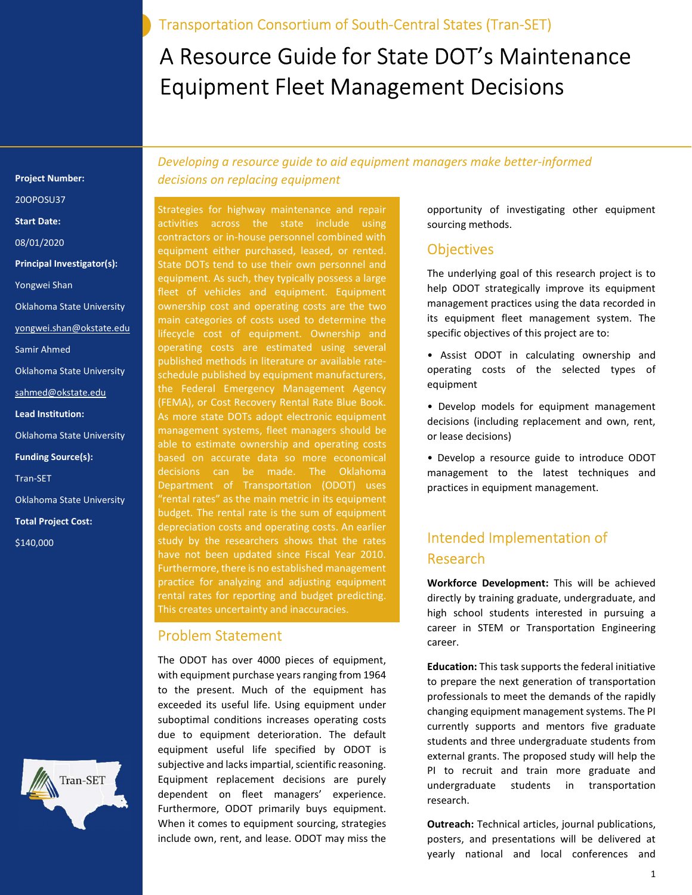Transportation Consortium of South-Central States (Tran-SET)

# A Resource Guide for State DOT's Maintenance Equipment Fleet Management Decisions

**Project Number:**

20OPOSU37

**Start Date:**

08/01/2020

**Principal Investigator(s):**

Yongwei Shan

Oklahoma State University

yongwei.shan@okstate.edu

Samir Ahmed

Oklahoma State University

sahmed@okstate.edu

**Lead Institution:**

Oklahoma State University

**Funding Source(s):**

Tran-SET

Oklahoma State University

**Total Project Cost:**

$140,000

*Developing a resource guide to aid equipment managers make better-informed decisions on replacing equipment*

Strategies for highway maintenance and repair activities across the state include using contractors or in-house personnel combined with equipment either purchased, leased, or rented. State DOTs tend to use their own personnel and equipment. As such, they typically possess a large fleet of vehicles and equipment. Equipment ownership cost and operating costs are the two main categories of costs used to determine the lifecycle cost of equipment. Ownership and operating costs are estimated using several published methods in literature or available rate-schedule published by equipment manufacturers, the Federal Emergency Management Agency (FEMA), or Cost Recovery Rental Rate Blue Book. As more state DOTs adopt electronic equipment management systems, fleet managers should be able to estimate ownership and operating costs based on accurate data so more economical decisions can be made. The Oklahoma Department of Transportation (ODOT) uses "rental rates" as the main metric in its equipment budget. The rental rate is the sum of equipment depreciation costs and operating costs. An earlier study by the researchers shows that the rates have not been updated since Fiscal Year 2010. Furthermore, there is no established management practice for analyzing and adjusting equipment rental rates for reporting and budget predicting. This creates uncertainty and inaccuracies.

## Problem Statement

The ODOT has over 4000 pieces of equipment, with equipment purchase years ranging from 1964 to the present. Much of the equipment has exceeded its useful life. Using equipment under suboptimal conditions increases operating costs due to equipment deterioration. The default equipment useful life specified by ODOT is subjective and lacks impartial, scientific reasoning. Equipment replacement decisions are purely dependent on fleet managers' experience. Furthermore, ODOT primarily buys equipment. When it comes to equipment sourcing, strategies include own, rent, and lease. ODOT may miss the opportunity of investigating other equipment sourcing methods.

## Objectives

The underlying goal of this research project is to help ODOT strategically improve its equipment management practices using the data recorded in its equipment fleet management system. The specific objectives of this project are to:

- Assist ODOT in calculating ownership and operating costs of the selected types of equipment
- Develop models for equipment management decisions (including replacement and own, rent, or lease decisions)
- Develop a resource guide to introduce ODOT management to the latest techniques and practices in equipment management.

## Intended Implementation of Research

**Workforce Development:** This will be achieved directly by training graduate, undergraduate, and high school students interested in pursuing a career in STEM or Transportation Engineering career.

**Education:** This task supports the federal initiative to prepare the next generation of transportation professionals to meet the demands of the rapidly changing equipment management systems. The PI currently supports and mentors five graduate students and three undergraduate students from external grants. The proposed study will help the PI to recruit and train more graduate and undergraduate students in transportation research.

**Outreach:** Technical articles, journal publications, posters, and presentations will be delivered at yearly national and local conferences and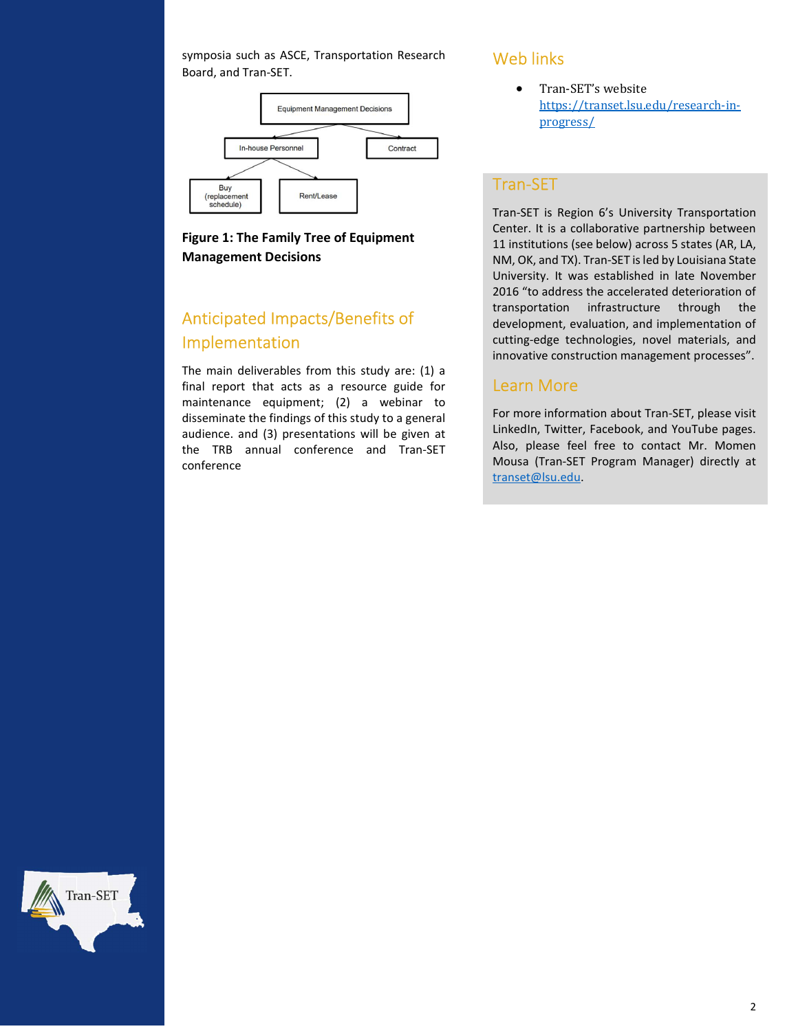symposia such as ASCE, Transportation Research Board, and Tran-SET.

Equipment Management Decisions

In-house Personnel

Contract

Buy (replacement schedule)

Rent/Lease

**Figure 1: The Family Tree of Equipment Management Decisions**

## Anticipated Impacts/Benefits of Implementation

The main deliverables from this study are: (1) a final report that acts as a resource guide for maintenance equipment; (2) a webinar to disseminate the findings of this study to a general audience. and (3) presentations will be given at the TRB annual conference and Tran-SET conference

## Web links

- Tran-SET's website https://transet.lsu.edu/research-in-progress/

## Tran-SET

Tran-SET is Region 6's University Transportation Center. It is a collaborative partnership between 11 institutions (see below) across 5 states (AR, LA, NM, OK, and TX). Tran-SET is led by Louisiana State University. It was established in late November 2016 "to address the accelerated deterioration of transportation infrastructure through the development, evaluation, and implementation of cutting-edge technologies, novel materials, and innovative construction management processes".

## Learn More

For more information about Tran-SET, please visit LinkedIn, Twitter, Facebook, and YouTube pages. Also, please feel free to contact Mr. Momen Mousa (Tran-SET Program Manager) directly at transet@lsu.edu.